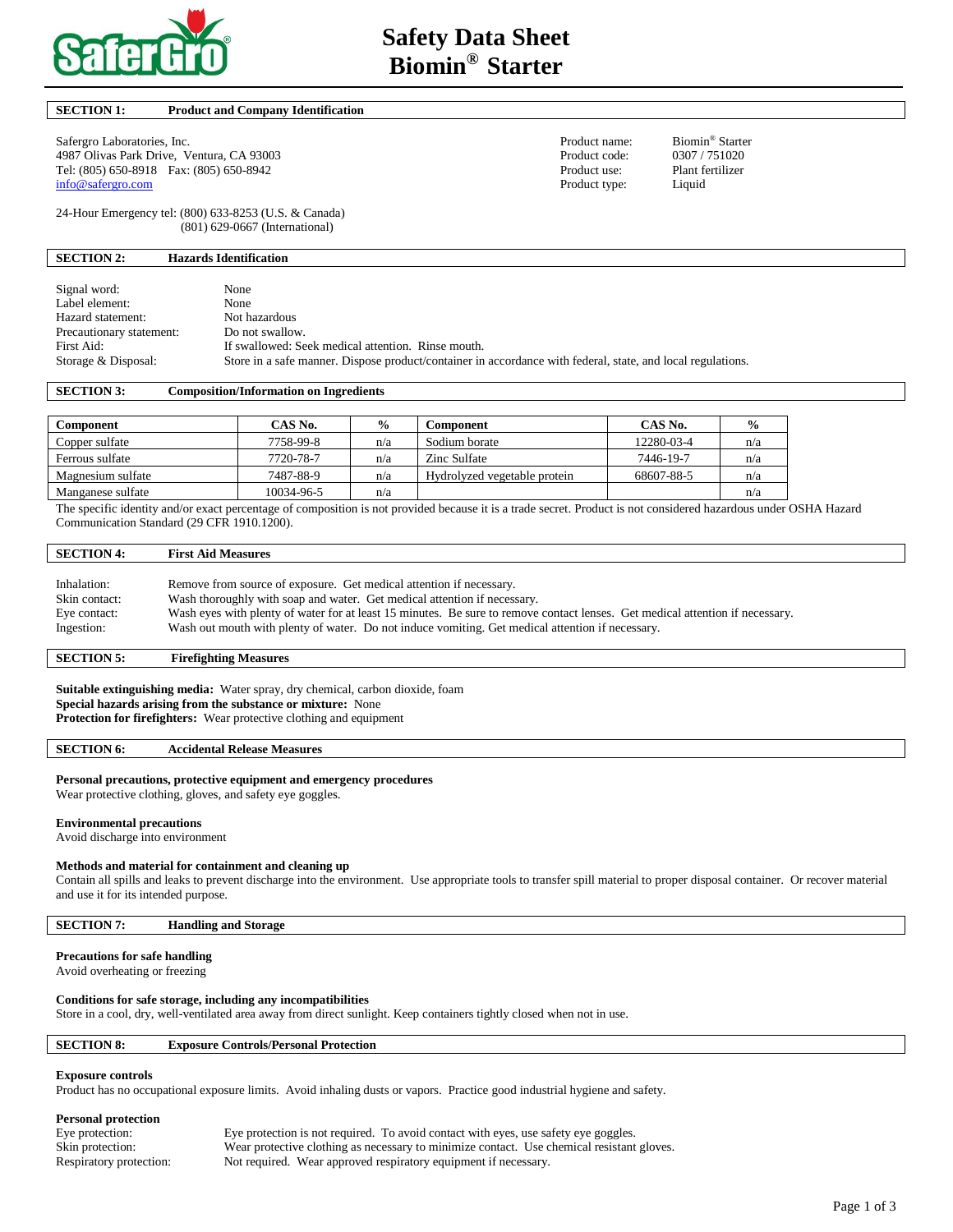# Safety Data Sheet Biomin® Starter

## SECTION 1: Product and Company Identification

Safergro Laboratories, Inc.
4987 Olivas Park Drive, Ventura, CA 93003
Tel: (805) 650-8918 Fax: (805) 650-8942
info@safergro.com

24-Hour Emergency tel: (800) 633-8253 (U.S. & Canada)
(801) 629-0667 (International)

Product name: Biomin® Starter
Product code: 0307 / 751020
Product use: Plant fertilizer
Product type: Liquid

## SECTION 2: Hazards Identification

Signal word: None
Label element: None
Hazard statement: Not hazardous
Precautionary statement: Do not swallow.
First Aid: If swallowed: Seek medical attention. Rinse mouth.
Storage & Disposal: Store in a safe manner. Dispose product/container in accordance with federal, state, and local regulations.

## SECTION 3: Composition/Information on Ingredients

| Component | CAS No. | % | Component | CAS No. | % |
|---|---|---|---|---|---|
| Copper sulfate | 7758-99-8 | n/a | Sodium borate | 12280-03-4 | n/a |
| Ferrous sulfate | 7720-78-7 | n/a | Zinc Sulfate | 7446-19-7 | n/a |
| Magnesium sulfate | 7487-88-9 | n/a | Hydrolyzed vegetable protein | 68607-88-5 | n/a |
| Manganese sulfate | 10034-96-5 | n/a | | | n/a |

The specific identity and/or exact percentage of composition is not provided because it is a trade secret. Product is not considered hazardous under OSHA Hazard Communication Standard (29 CFR 1910.1200).

## SECTION 4: First Aid Measures

Inhalation: Remove from source of exposure. Get medical attention if necessary.
Skin contact: Wash thoroughly with soap and water. Get medical attention if necessary.
Eye contact: Wash eyes with plenty of water for at least 15 minutes. Be sure to remove contact lenses. Get medical attention if necessary.
Ingestion: Wash out mouth with plenty of water. Do not induce vomiting. Get medical attention if necessary.

## SECTION 5: Firefighting Measures

**Suitable extinguishing media:** Water spray, dry chemical, carbon dioxide, foam
**Special hazards arising from the substance or mixture:** None
**Protection for firefighters:** Wear protective clothing and equipment

## SECTION 6: Accidental Release Measures

**Personal precautions, protective equipment and emergency procedures**
Wear protective clothing, gloves, and safety eye goggles.

**Environmental precautions**
Avoid discharge into environment

**Methods and material for containment and cleaning up**
Contain all spills and leaks to prevent discharge into the environment. Use appropriate tools to transfer spill material to proper disposal container. Or recover material and use it for its intended purpose.

## SECTION 7: Handling and Storage

**Precautions for safe handling**
Avoid overheating or freezing

**Conditions for safe storage, including any incompatibilities**
Store in a cool, dry, well-ventilated area away from direct sunlight. Keep containers tightly closed when not in use.

## SECTION 8: Exposure Controls/Personal Protection

**Exposure controls**
Product has no occupational exposure limits. Avoid inhaling dusts or vapors. Practice good industrial hygiene and safety.

**Personal protection**
Eye protection: Eye protection is not required. To avoid contact with eyes, use safety eye goggles.
Skin protection: Wear protective clothing as necessary to minimize contact. Use chemical resistant gloves.
Respiratory protection: Not required. Wear approved respiratory equipment if necessary.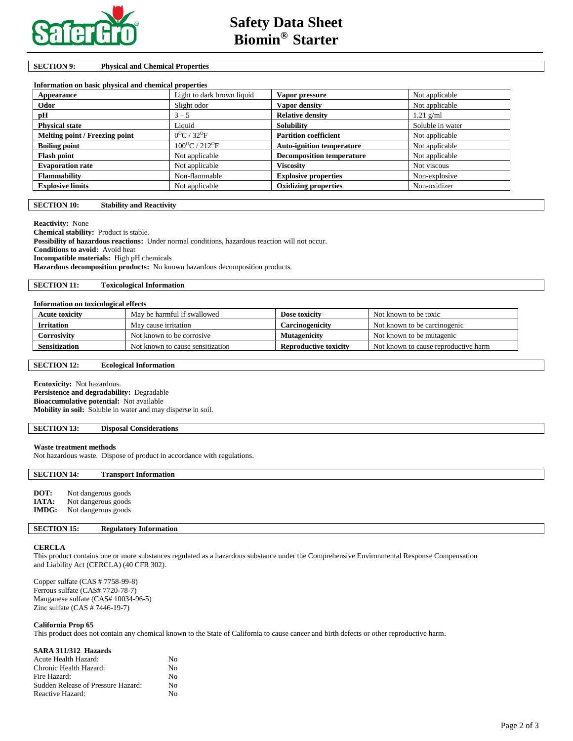## SECTION 9: Physical and Chemical Properties

**Information on basic physical and chemical properties**

| | | | |
|---|---|---|---|
| **Appearance** | Light to dark brown liquid | **Vapor pressure** | Not applicable |
| **Odor** | Slight odor | **Vapor density** | Not applicable |
| **pH** | 3 – 5 | **Relative density** | 1.21 g/ml |
| **Physical state** | Liquid | **Solubility** | Soluble in water |
| **Melting point / Freezing point** | $0^{O}C$ / $32^{O}F$ | **Partition coefficient** | Not applicable |
| **Boiling point** | $100^{O}C$ / $212^{O}F$ | **Auto-ignition temperature** | Not applicable |
| **Flash point** | Not applicable | **Decomposition temperature** | Not applicable |
| **Evaporation rate** | Not applicable | **Viscosity** | Not viscous |
| **Flammability** | Non-flammable | **Explosive properties** | Non-explosive |
| **Explosive limits** | Not applicable | **Oxidizing properties** | Non-oxidizer |

## SECTION 10: Stability and Reactivity

**Reactivity:** None
**Chemical stability:** Product is stable.
**Possibility of hazardous reactions:** Under normal conditions, hazardous reaction will not occur.
**Conditions to avoid:** Avoid heat
**Incompatible materials:** High pH chemicals
**Hazardous decomposition products:** No known hazardous decomposition products.

## SECTION 11: Toxicological Information

**Information on toxicological effects**

| | | | |
|---|---|---|---|
| **Acute toxicity** | May be harmful if swallowed | **Dose toxicity** | Not known to be toxic |
| **Irritation** | May cause irritation | **Carcinogenicity** | Not known to be carcinogenic |
| **Corrosivity** | Not known to be corrosive | **Mutagenicity** | Not known to be mutagenic |
| **Sensitization** | Not known to cause sensitization | **Reproductive toxicity** | Not known to cause reproductive harm |

## SECTION 12: Ecological Information

**Ecotoxicity:** Not hazardous.
**Persistence and degradability:** Degradable
**Bioaccumulative potential:** Not available
**Mobility in soil:** Soluble in water and may disperse in soil.

## SECTION 13: Disposal Considerations

**Waste treatment methods**
Not hazardous waste. Dispose of product in accordance with regulations.

## SECTION 14: Transport Information

**DOT:** Not dangerous goods
**IATA:** Not dangerous goods
**IMDG:** Not dangerous goods

## SECTION 15: Regulatory Information

**CERCLA**
This product contains one or more substances regulated as a hazardous substance under the Comprehensive Environmental Response Compensation and Liability Act (CERCLA) (40 CFR 302).

Copper sulfate (CAS # 7758-99-8)
Ferrous sulfate (CAS# 7720-78-7)
Manganese sulfate (CAS# 10034-96-5)
Zinc sulfate (CAS # 7446-19-7)

**California Prop 65**
This product does not contain any chemical known to the State of California to cause cancer and birth defects or other reproductive harm.

**SARA 311/312 Hazards**

| | |
|---|---|
| Acute Health Hazard: | No |
| Chronic Health Hazard: | No |
| Fire Hazard: | No |
| Sudden Release of Pressure Hazard: | No |
| Reactive Hazard: | No |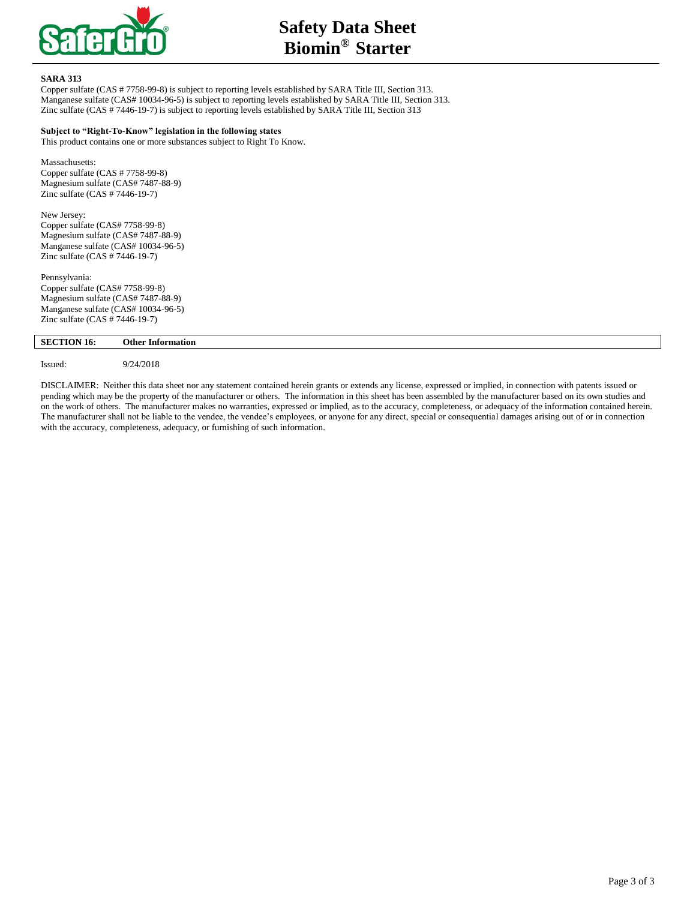**SARA 313**

Copper sulfate (CAS # 7758-99-8) is subject to reporting levels established by SARA Title III, Section 313.
Manganese sulfate (CAS# 10034-96-5) is subject to reporting levels established by SARA Title III, Section 313.
Zinc sulfate (CAS # 7446-19-7) is subject to reporting levels established by SARA Title III, Section 313

**Subject to "Right-To-Know" legislation in the following states**

This product contains one or more substances subject to Right To Know.

Massachusetts:
Copper sulfate (CAS # 7758-99-8)
Magnesium sulfate (CAS# 7487-88-9)
Zinc sulfate (CAS # 7446-19-7)

New Jersey:
Copper sulfate (CAS# 7758-99-8)
Magnesium sulfate (CAS# 7487-88-9)
Manganese sulfate (CAS# 10034-96-5)
Zinc sulfate (CAS # 7446-19-7)

Pennsylvania:
Copper sulfate (CAS# 7758-99-8)
Magnesium sulfate (CAS# 7487-88-9)
Manganese sulfate (CAS# 10034-96-5)
Zinc sulfate (CAS # 7446-19-7)

## SECTION 16: Other Information

Issued: 9/24/2018

DISCLAIMER: Neither this data sheet nor any statement contained herein grants or extends any license, expressed or implied, in connection with patents issued or pending which may be the property of the manufacturer or others. The information in this sheet has been assembled by the manufacturer based on its own studies and on the work of others. The manufacturer makes no warranties, expressed or implied, as to the accuracy, completeness, or adequacy of the information contained herein. The manufacturer shall not be liable to the vendee, the vendee's employees, or anyone for any direct, special or consequential damages arising out of or in connection with the accuracy, completeness, adequacy, or furnishing of such information.